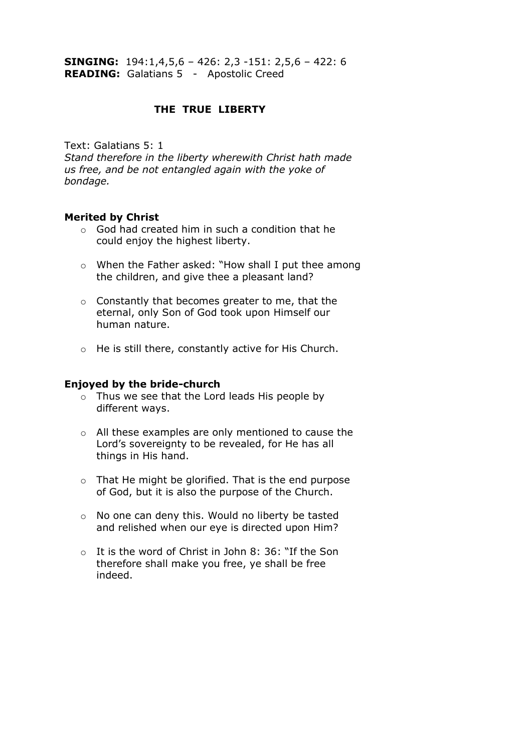**SINGING:** 194:1,4,5,6 – 426: 2,3 -151: 2,5,6 – 422: 6
**READING:** Galatians 5 - Apostolic Creed

## THE TRUE LIBERTY

Text: Galatians 5: 1
*Stand therefore in the liberty wherewith Christ hath made us free, and be not entangled again with the yoke of bondage.*

### Merited by Christ

- God had created him in such a condition that he could enjoy the highest liberty.
- When the Father asked: "How shall I put thee among the children, and give thee a pleasant land?
- Constantly that becomes greater to me, that the eternal, only Son of God took upon Himself our human nature.
- He is still there, constantly active for His Church.

### Enjoyed by the bride-church

- Thus we see that the Lord leads His people by different ways.
- All these examples are only mentioned to cause the Lord's sovereignty to be revealed, for He has all things in His hand.
- That He might be glorified. That is the end purpose of God, but it is also the purpose of the Church.
- No one can deny this. Would no liberty be tasted and relished when our eye is directed upon Him?
- It is the word of Christ in John 8: 36: "If the Son therefore shall make you free, ye shall be free indeed.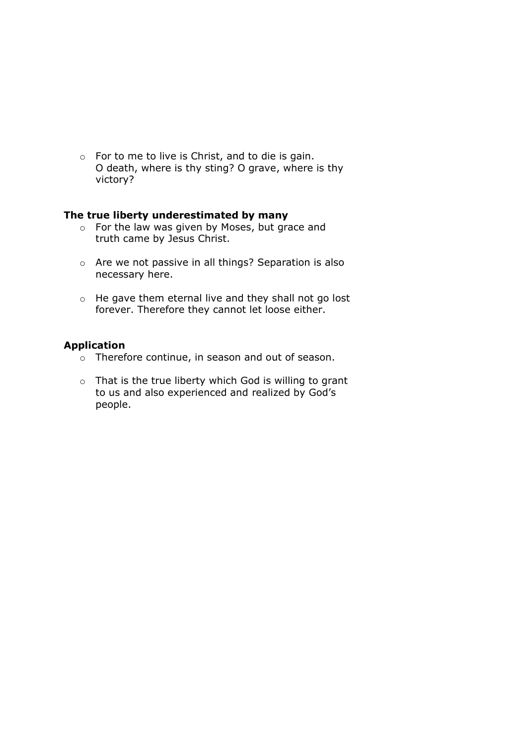- For to me to live is Christ, and to die is gain.
  O death, where is thy sting? O grave, where is thy victory?

**The true liberty underestimated by many**

- For the law was given by Moses, but grace and truth came by Jesus Christ.
- Are we not passive in all things? Separation is also necessary here.
- He gave them eternal live and they shall not go lost forever. Therefore they cannot let loose either.

**Application**

- Therefore continue, in season and out of season.
- That is the true liberty which God is willing to grant to us and also experienced and realized by God's people.